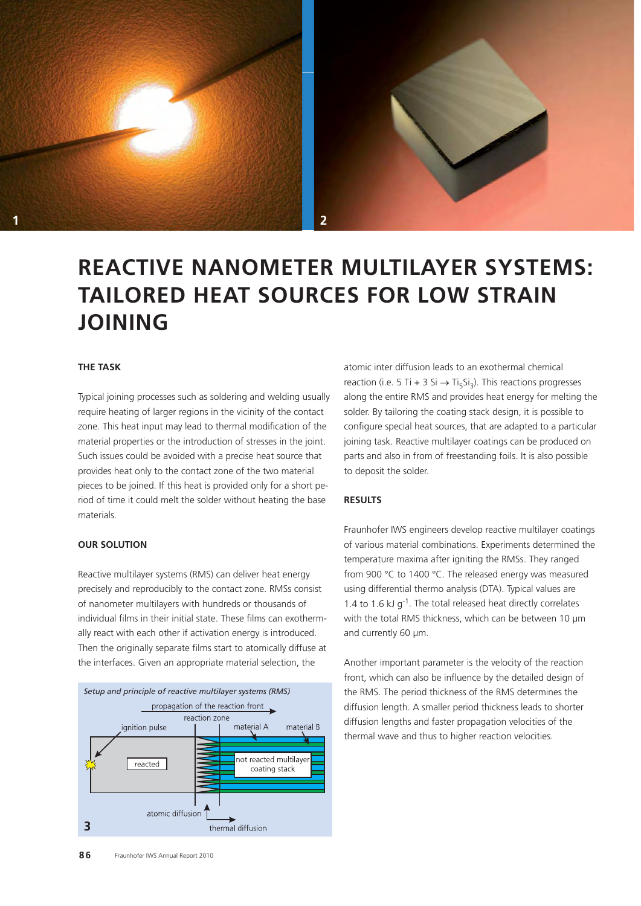# REACTIVE NANOMETER MULTILAYER SYSTEMS: TAILORED HEAT SOURCES FOR LOW STRAIN JOINING

## THE TASK

Typical joining processes such as soldering and welding usually require heating of larger regions in the vicinity of the contact zone. This heat input may lead to thermal modification of the material properties or the introduction of stresses in the joint. Such issues could be avoided with a precise heat source that provides heat only to the contact zone of the two material pieces to be joined. If this heat is provided only for a short period of time it could melt the solder without heating the base materials.

## OUR SOLUTION

Reactive multilayer systems (RMS) can deliver heat energy precisely and reproducibly to the contact zone. RMSs consist of nanometer multilayers with hundreds or thousands of individual films in their initial state. These films can exothermally react with each other if activation energy is introduced. Then the originally separate films start to atomically diffuse at the interfaces. Given an appropriate material selection, the atomic inter diffusion leads to an exothermal chemical reaction (i.e. 5 Ti + 3 Si $\rightarrow$ $Ti_5Si_3$). This reactions progresses along the entire RMS and provides heat energy for melting the solder. By tailoring the coating stack design, it is possible to configure special heat sources, that are adapted to a particular joining task. Reactive multilayer coatings can be produced on parts and also in from of freestanding foils. It is also possible to deposit the solder.

*Setup and principle of reactive multilayer systems (RMS)*

propagation of the reaction front, reaction zone, ignition pulse, material A, material B, reacted, not reacted multilayer coating stack, atomic diffusion, thermal diffusion

3

## RESULTS

Fraunhofer IWS engineers develop reactive multilayer coatings of various material combinations. Experiments determined the temperature maxima after igniting the RMSs. They ranged from 900 °C to 1400 °C. The released energy was measured using differential thermo analysis (DTA). Typical values are 1.4 to 1.6 kJ $g^{-1}$. The total released heat directly correlates with the total RMS thickness, which can be between 10 µm and currently 60 µm.

Another important parameter is the velocity of the reaction front, which can also be influence by the detailed design of the RMS. The period thickness of the RMS determines the diffusion length. A smaller period thickness leads to shorter diffusion lengths and faster propagation velocities of the thermal wave and thus to higher reaction velocities.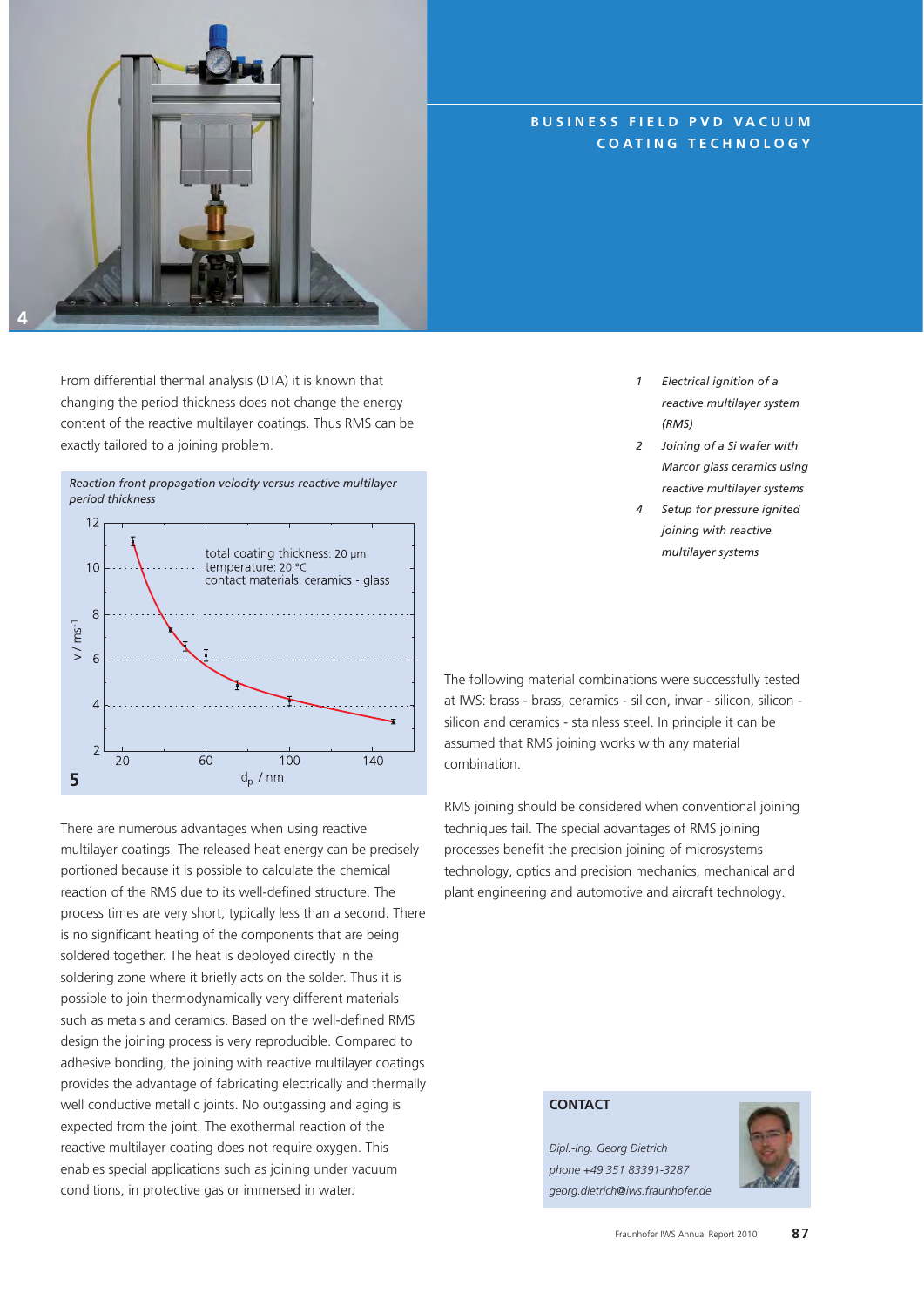## BUSINESS FIELD PVD VACUUM COATING TECHNOLOGY

From differential thermal analysis (DTA) it is known that changing the period thickness does not change the energy content of the reactive multilayer coatings. Thus RMS can be exactly tailored to a joining problem.

*Reaction front propagation velocity versus reactive multilayer period thickness*

total coating thickness: 20 µm
temperature: 20 °C
contact materials: ceramics - glass

v / ms$^{-1}$

12
10
8
6
4
2

20
60
100
140

$d_p$ / nm

5

There are numerous advantages when using reactive multilayer coatings. The released heat energy can be precisely portioned because it is possible to calculate the chemical reaction of the RMS due to its well-defined structure. The process times are very short, typically less than a second. There is no significant heating of the components that are being soldered together. The heat is deployed directly in the soldering zone where it briefly acts on the solder. Thus it is possible to join thermodynamically very different materials such as metals and ceramics. Based on the well-defined RMS design the joining process is very reproducible. Compared to adhesive bonding, the joining with reactive multilayer coatings provides the advantage of fabricating electrically and thermally well conductive metallic joints. No outgassing and aging is expected from the joint. The exothermal reaction of the reactive multilayer coating does not require oxygen. This enables special applications such as joining under vacuum conditions, in protective gas or immersed in water.

1 *Electrical ignition of a reactive multilayer system (RMS)*

2 *Joining of a Si wafer with Marcor glass ceramics using reactive multilayer systems*

4 *Setup for pressure ignited joining with reactive multilayer systems*

The following material combinations were successfully tested at IWS: brass - brass, ceramics - silicon, invar - silicon, silicon - silicon and ceramics - stainless steel. In principle it can be assumed that RMS joining works with any material combination.

RMS joining should be considered when conventional joining techniques fail. The special advantages of RMS joining processes benefit the precision joining of microsystems technology, optics and precision mechanics, mechanical and plant engineering and automotive and aircraft technology.

**CONTACT**

*Dipl.-Ing. Georg Dietrich*
*phone +49 351 83391-3287*
*georg.dietrich@iws.fraunhofer.de*